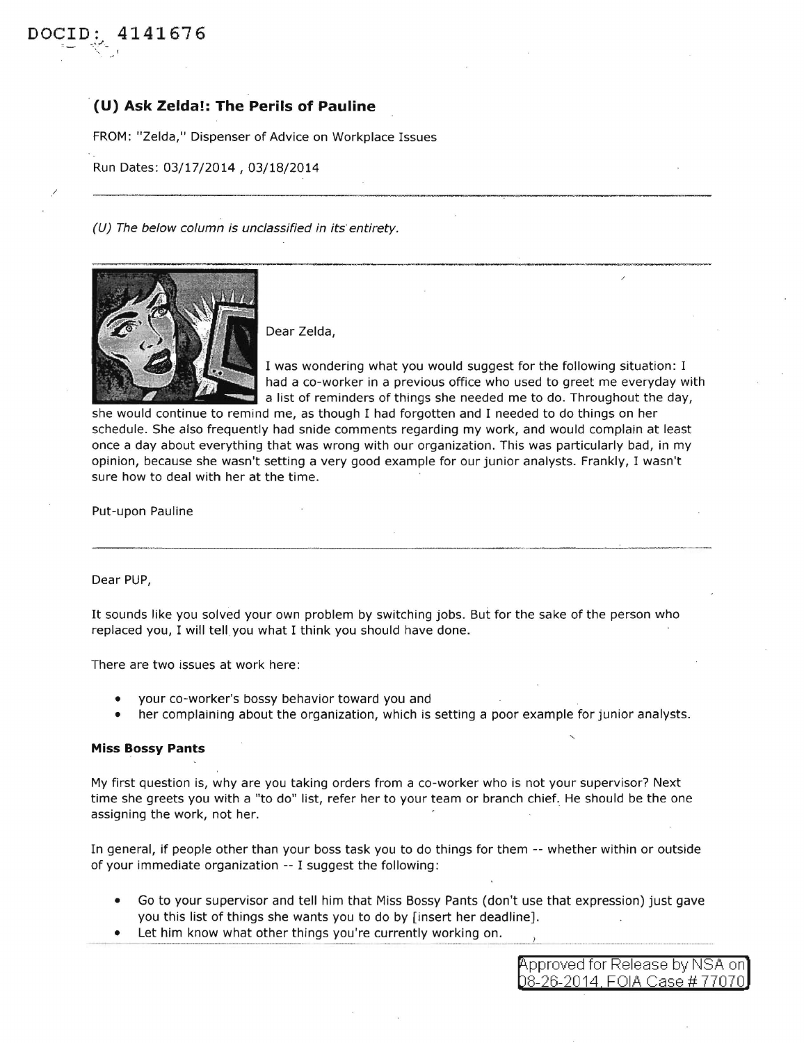DOCID: 4141676

## (U) Ask Zelda!: The Perils of Pauline

FROM: "Zelda," Dispenser of Advice on Workplace Issues

Run Dates: 03/17/2014 , 03/18/2014

---

*(U) The below column is unclassified in its entirety.*

---

Dear Zelda,

I was wondering what you would suggest for the following situation: I had a co-worker in a previous office who used to greet me everyday with a list of reminders of things she needed me to do. Throughout the day, she would continue to remind me, as though I had forgotten and I needed to do things on her schedule. She also frequently had snide comments regarding my work, and would complain at least once a day about everything that was wrong with our organization. This was particularly bad, in my opinion, because she wasn't setting a very good example for our junior analysts. Frankly, I wasn't sure how to deal with her at the time.

Put-upon Pauline

---

Dear PUP,

It sounds like you solved your own problem by switching jobs. But for the sake of the person who replaced you, I will tell you what I think you should have done.

There are two issues at work here:

- your co-worker's bossy behavior toward you and
- her complaining about the organization, which is setting a poor example for junior analysts.

**Miss Bossy Pants**

My first question is, why are you taking orders from a co-worker who is not your supervisor? Next time she greets you with a "to do" list, refer her to your team or branch chief. He should be the one assigning the work, not her.

In general, if people other than your boss task you to do things for them -- whether within or outside of your immediate organization -- I suggest the following:

- Go to your supervisor and tell him that Miss Bossy Pants (don't use that expression) just gave you this list of things she wants you to do by [insert her deadline].
- Let him know what other things you're currently working on.

Approved for Release by NSA on 08-26-2014, FOIA Case # 77070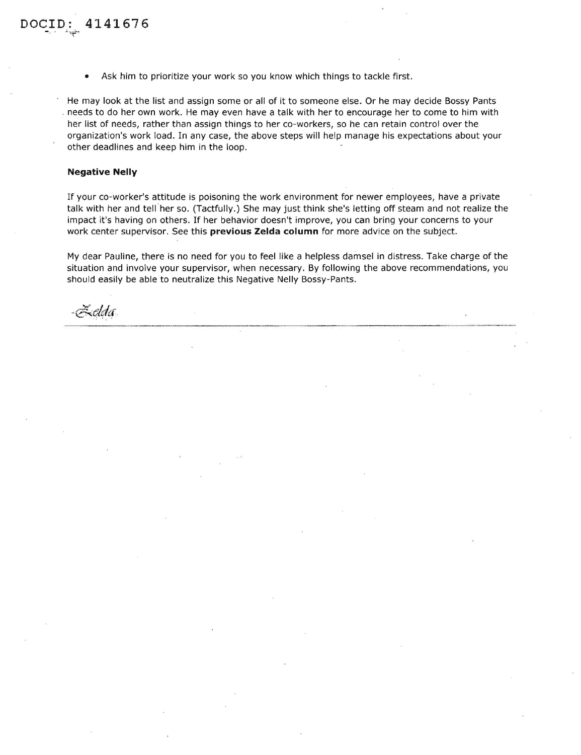- Ask him to prioritize your work so you know which things to tackle first.

He may look at the list and assign some or all of it to someone else. Or he may decide Bossy Pants needs to do her own work. He may even have a talk with her to encourage her to come to him with her list of needs, rather than assign things to her co-workers, so he can retain control over the organization's work load. In any case, the above steps will help manage his expectations about your other deadlines and keep him in the loop.

**Negative Nelly**

If your co-worker's attitude is poisoning the work environment for newer employees, have a private talk with her and tell her so. (Tactfully.) She may just think she's letting off steam and not realize the impact it's having on others. If her behavior doesn't improve, you can bring your concerns to your work center supervisor. See this **previous Zelda column** for more advice on the subject.

My dear Pauline, there is no need for you to feel like a helpless damsel in distress. Take charge of the situation and involve your supervisor, when necessary. By following the above recommendations, you should easily be able to neutralize this Negative Nelly Bossy-Pants.

-Zelda